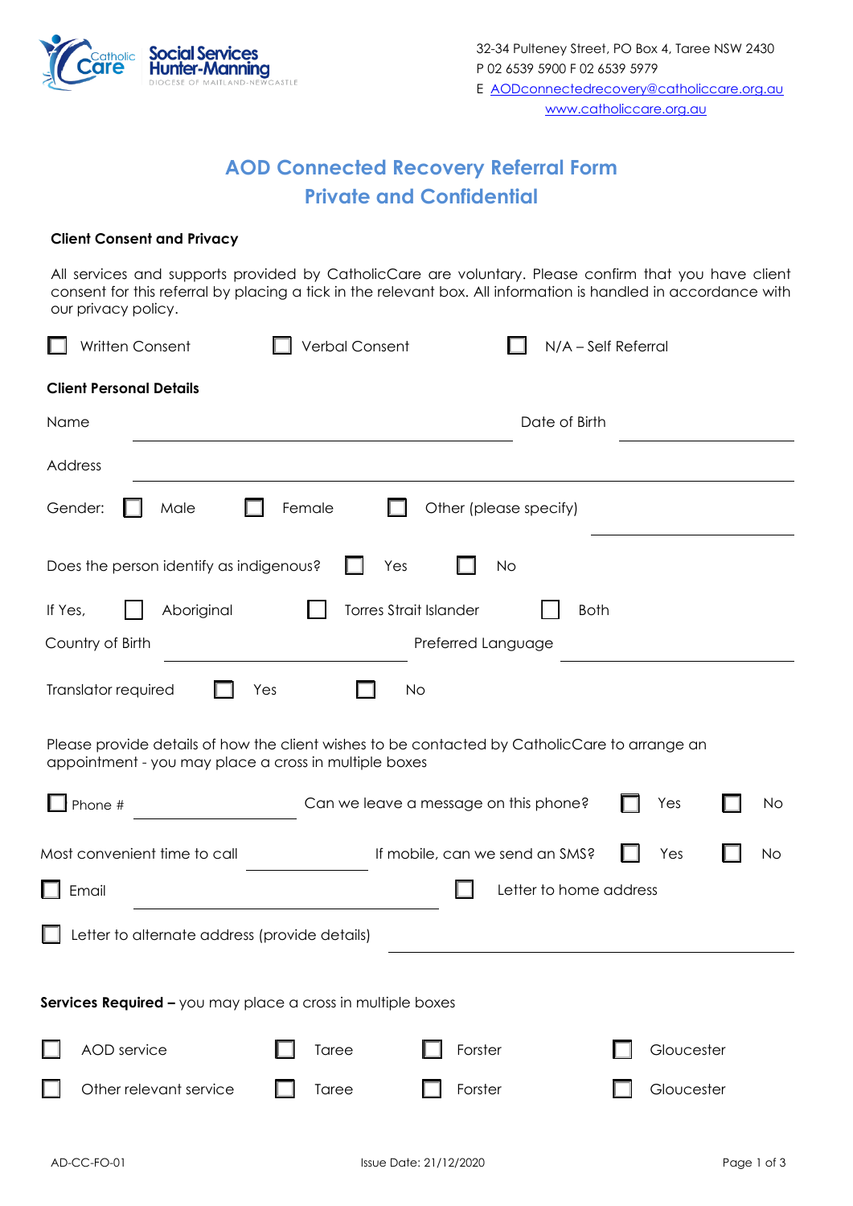Catholic Care Social Services Hunter-Manning
DIOCESE OF MAITLAND-NEWCASTLE

32-34 Pulteney Street, PO Box 4, Taree NSW 2430
P 02 6539 5900 F 02 6539 5979
E AODconnectedrecovery@catholiccare.org.au
www.catholiccare.org.au

# AOD Connected Recovery Referral Form
# Private and Confidential

**Client Consent and Privacy**

All services and supports provided by CatholicCare are voluntary. Please confirm that you have client consent for this referral by placing a tick in the relevant box. All information is handled in accordance with our privacy policy.

☐ Written Consent ☐ Verbal Consent ☐ N/A – Self Referral

**Client Personal Details**

Name \_\_\_\_\_\_\_\_\_\_\_\_\_\_\_\_\_\_\_\_ Date of Birth \_\_\_\_\_\_\_\_\_\_

Address \_\_\_\_\_\_\_\_\_\_\_\_\_\_\_\_\_\_\_\_\_\_\_\_\_\_\_\_\_\_

Gender: ☐ Male ☐ Female ☐ Other (please specify) \_\_\_\_\_\_\_\_\_\_

Does the person identify as indigenous? ☐ Yes ☐ No

If Yes, ☐ Aboriginal ☐ Torres Strait Islander ☐ Both

Country of Birth \_\_\_\_\_\_\_\_\_\_ Preferred Language \_\_\_\_\_\_\_\_\_\_

Translator required ☐ Yes ☐ No

Please provide details of how the client wishes to be contacted by CatholicCare to arrange an appointment - you may place a cross in multiple boxes

☐ Phone # \_\_\_\_\_\_\_\_\_\_ Can we leave a message on this phone? ☐ Yes ☐ No

Most convenient time to call \_\_\_\_\_\_\_\_\_\_ If mobile, can we send an SMS? ☐ Yes ☐ No

☐ Email \_\_\_\_\_\_\_\_\_\_\_\_\_\_\_\_\_\_\_\_ ☐ Letter to home address

☐ Letter to alternate address (provide details) \_\_\_\_\_\_\_\_\_\_\_\_\_\_\_\_\_\_\_\_

**Services Required –** you may place a cross in multiple boxes

☐ AOD service ☐ Taree ☐ Forster ☐ Gloucester

☐ Other relevant service ☐ Taree ☐ Forster ☐ Gloucester

AD-CC-FO-01 Issue Date: 21/12/2020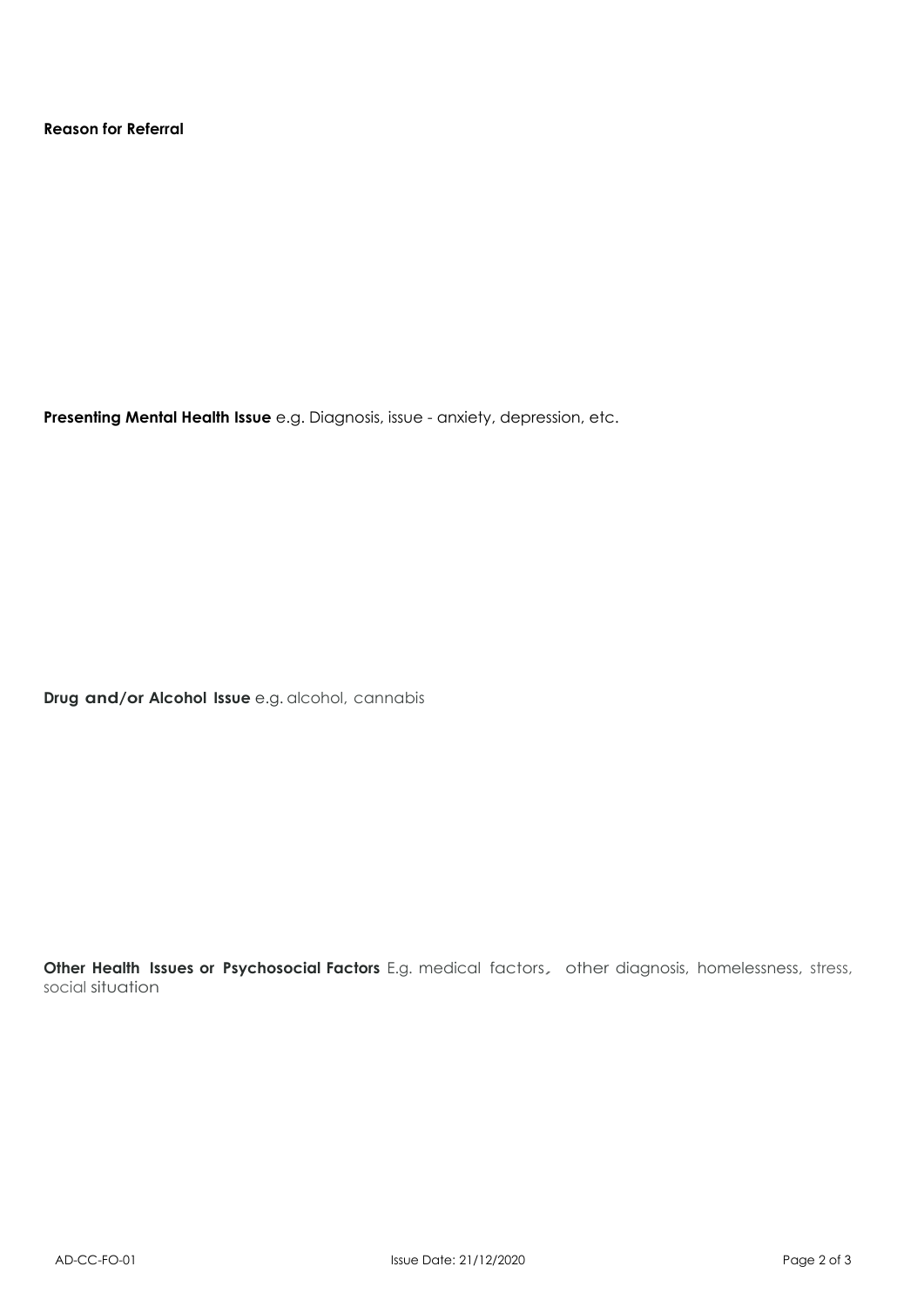**Reason for Referral**

**Presenting Mental Health Issue** e.g. Diagnosis, issue - anxiety, depression, etc.

**Drug and/or Alcohol Issue** e.g. alcohol, cannabis

**Other Health Issues or Psychosocial Factors** E.g. medical factors, other diagnosis, homelessness, stress, social situation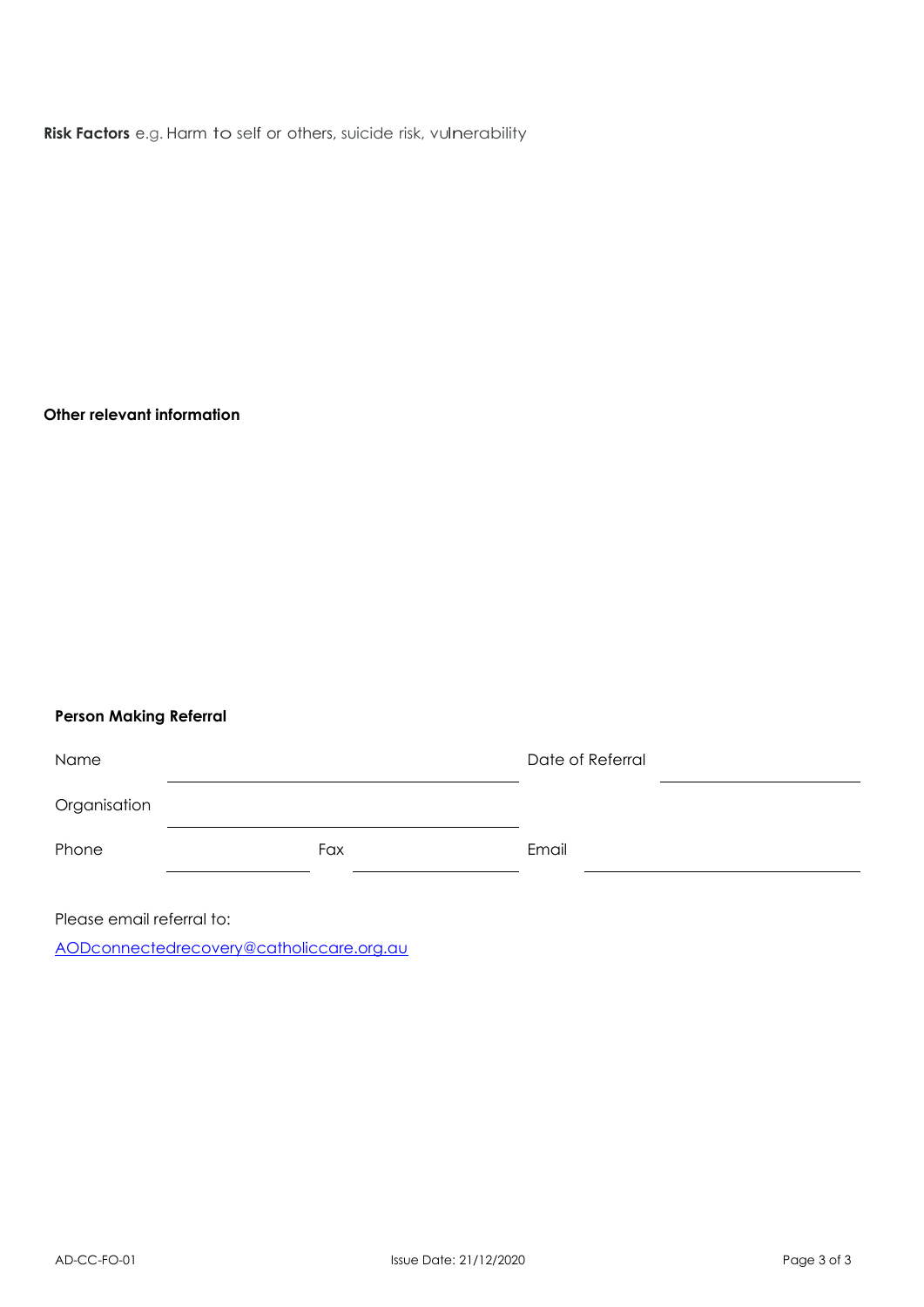**Risk Factors** e.g. Harm to self or others, suicide risk, vulnerability

**Other relevant information**

**Person Making Referral**

Name \_\_\_\_\_\_\_\_\_\_\_\_\_\_\_\_\_\_\_\_\_\_\_\_ Date of Referral \_\_\_\_\_\_\_\_\_\_\_\_\_\_\_\_

Organisation \_\_\_\_\_\_\_\_\_\_\_\_\_\_\_\_\_\_\_\_\_\_\_\_

Phone \_\_\_\_\_\_\_\_\_\_ Fax \_\_\_\_\_\_\_\_\_\_ Email \_\_\_\_\_\_\_\_\_\_\_\_\_\_\_\_\_\_\_\_

Please email referral to:

AODconnectedrecovery@catholiccare.org.au

AD-CC-FO-01 Issue Date: 21/12/2020